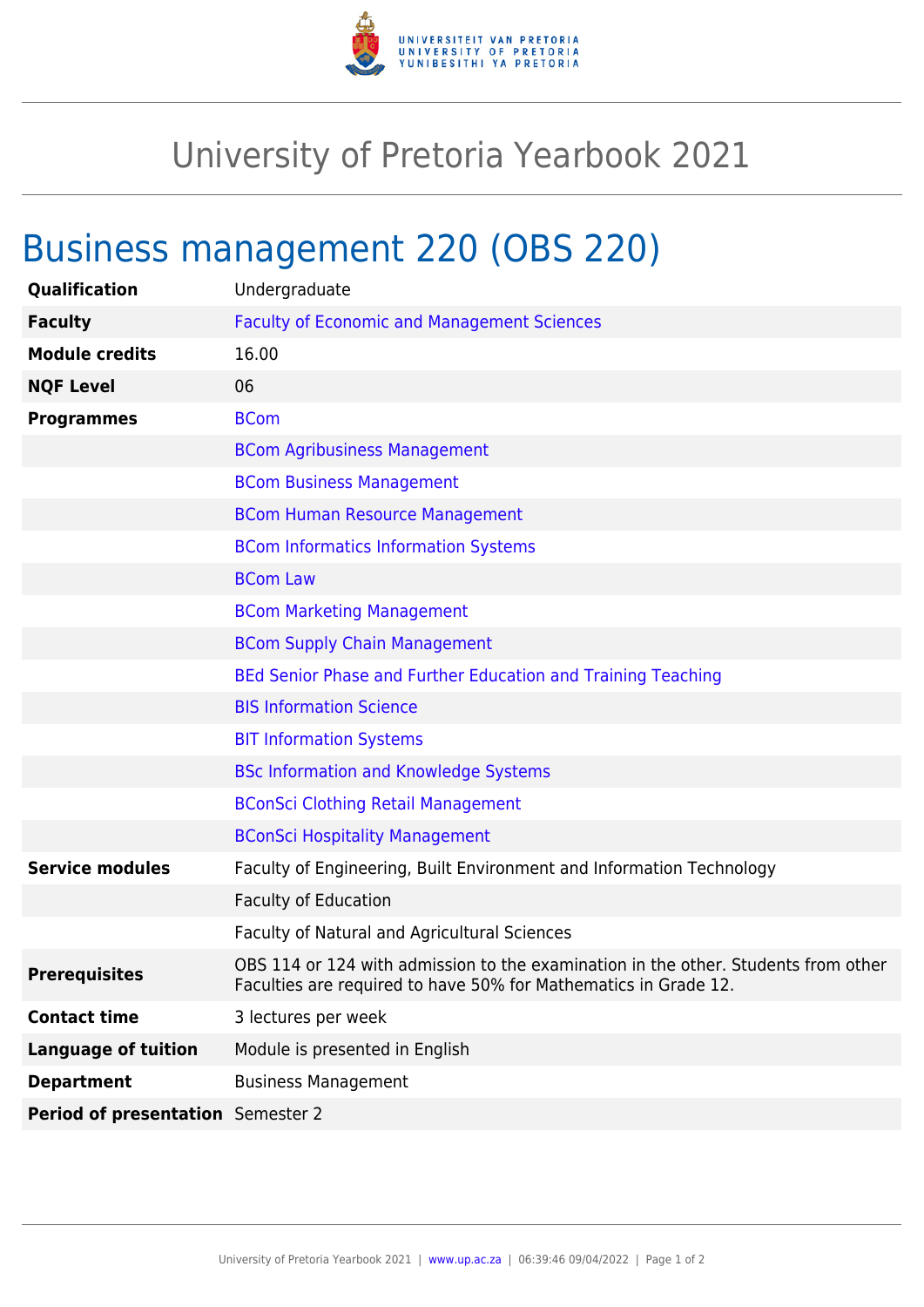# University of Pretoria Yearbook 2021

## Business management 220 (OBS 220)

| | |
|---|---|
| **Qualification** | Undergraduate |
| **Faculty** | Faculty of Economic and Management Sciences |
| **Module credits** | 16.00 |
| **NQF Level** | 06 |
| **Programmes** | BCom |
| | BCom Agribusiness Management |
| | BCom Business Management |
| | BCom Human Resource Management |
| | BCom Informatics Information Systems |
| | BCom Law |
| | BCom Marketing Management |
| | BCom Supply Chain Management |
| | BEd Senior Phase and Further Education and Training Teaching |
| | BIS Information Science |
| | BIT Information Systems |
| | BSc Information and Knowledge Systems |
| | BConSci Clothing Retail Management |
| | BConSci Hospitality Management |
| **Service modules** | Faculty of Engineering, Built Environment and Information Technology |
| | Faculty of Education |
| | Faculty of Natural and Agricultural Sciences |
| **Prerequisites** | OBS 114 or 124 with admission to the examination in the other. Students from other Faculties are required to have 50% for Mathematics in Grade 12. |
| **Contact time** | 3 lectures per week |
| **Language of tuition** | Module is presented in English |
| **Department** | Business Management |
| **Period of presentation** | Semester 2 |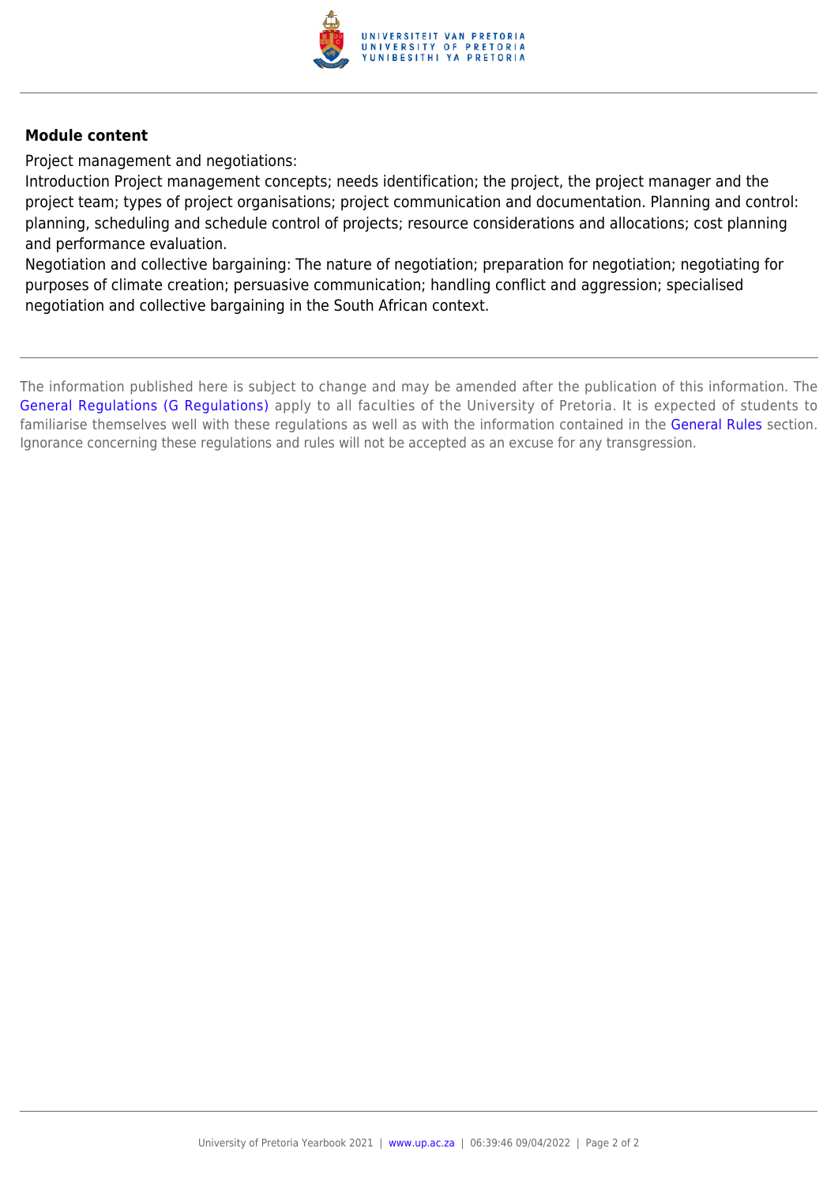### Module content

Project management and negotiations:

Introduction Project management concepts; needs identification; the project, the project manager and the project team; types of project organisations; project communication and documentation. Planning and control: planning, scheduling and schedule control of projects; resource considerations and allocations; cost planning and performance evaluation.

Negotiation and collective bargaining: The nature of negotiation; preparation for negotiation; negotiating for purposes of climate creation; persuasive communication; handling conflict and aggression; specialised negotiation and collective bargaining in the South African context.

---

The information published here is subject to change and may be amended after the publication of this information. The General Regulations (G Regulations) apply to all faculties of the University of Pretoria. It is expected of students to familiarise themselves well with these regulations as well as with the information contained in the General Rules section. Ignorance concerning these regulations and rules will not be accepted as an excuse for any transgression.